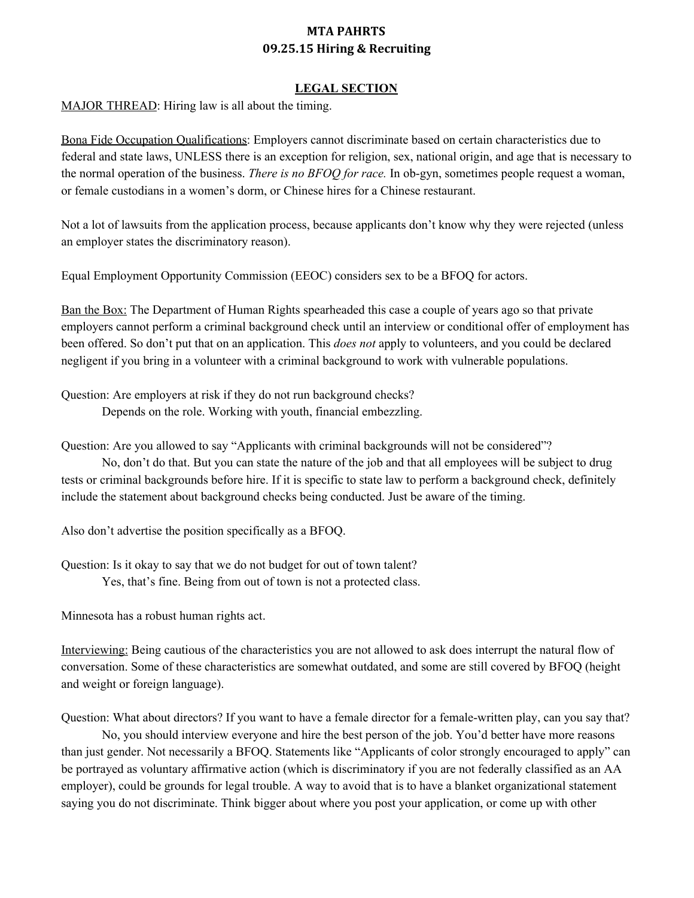**MTA PAHRTS**
**09.25.15 Hiring & Recruiting**

**LEGAL SECTION**

MAJOR THREAD: Hiring law is all about the timing.

Bona Fide Occupation Qualifications: Employers cannot discriminate based on certain characteristics due to federal and state laws, UNLESS there is an exception for religion, sex, national origin, and age that is necessary to the normal operation of the business. *There is no BFOQ for race.* In ob-gyn, sometimes people request a woman, or female custodians in a women's dorm, or Chinese hires for a Chinese restaurant.

Not a lot of lawsuits from the application process, because applicants don't know why they were rejected (unless an employer states the discriminatory reason).

Equal Employment Opportunity Commission (EEOC) considers sex to be a BFOQ for actors.

Ban the Box: The Department of Human Rights spearheaded this case a couple of years ago so that private employers cannot perform a criminal background check until an interview or conditional offer of employment has been offered. So don't put that on an application. This *does not* apply to volunteers, and you could be declared negligent if you bring in a volunteer with a criminal background to work with vulnerable populations.

Question: Are employers at risk if they do not run background checks?

Depends on the role. Working with youth, financial embezzling.

Question: Are you allowed to say "Applicants with criminal backgrounds will not be considered"?

No, don't do that. But you can state the nature of the job and that all employees will be subject to drug tests or criminal backgrounds before hire. If it is specific to state law to perform a background check, definitely include the statement about background checks being conducted. Just be aware of the timing.

Also don't advertise the position specifically as a BFOQ.

Question: Is it okay to say that we do not budget for out of town talent?

Yes, that's fine. Being from out of town is not a protected class.

Minnesota has a robust human rights act.

Interviewing: Being cautious of the characteristics you are not allowed to ask does interrupt the natural flow of conversation. Some of these characteristics are somewhat outdated, and some are still covered by BFOQ (height and weight or foreign language).

Question: What about directors? If you want to have a female director for a female-written play, can you say that?

No, you should interview everyone and hire the best person of the job. You'd better have more reasons than just gender. Not necessarily a BFOQ. Statements like "Applicants of color strongly encouraged to apply" can be portrayed as voluntary affirmative action (which is discriminatory if you are not federally classified as an AA employer), could be grounds for legal trouble. A way to avoid that is to have a blanket organizational statement saying you do not discriminate. Think bigger about where you post your application, or come up with other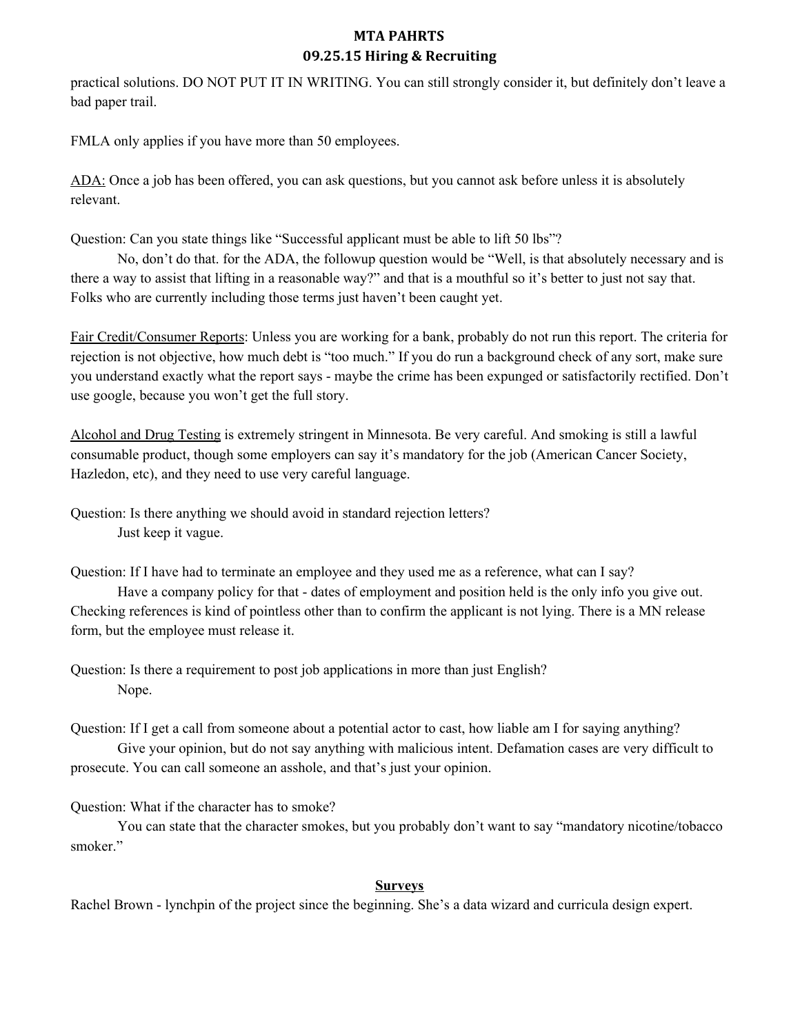practical solutions. DO NOT PUT IT IN WRITING. You can still strongly consider it, but definitely don't leave a bad paper trail.

FMLA only applies if you have more than 50 employees.

ADA: Once a job has been offered, you can ask questions, but you cannot ask before unless it is absolutely relevant.

Question: Can you state things like "Successful applicant must be able to lift 50 lbs"?

No, don't do that. for the ADA, the followup question would be "Well, is that absolutely necessary and is there a way to assist that lifting in a reasonable way?" and that is a mouthful so it's better to just not say that. Folks who are currently including those terms just haven't been caught yet.

Fair Credit/Consumer Reports: Unless you are working for a bank, probably do not run this report. The criteria for rejection is not objective, how much debt is "too much." If you do run a background check of any sort, make sure you understand exactly what the report says - maybe the crime has been expunged or satisfactorily rectified. Don't use google, because you won't get the full story.

Alcohol and Drug Testing is extremely stringent in Minnesota. Be very careful. And smoking is still a lawful consumable product, though some employers can say it's mandatory for the job (American Cancer Society, Hazledon, etc), and they need to use very careful language.

Question: Is there anything we should avoid in standard rejection letters?

Just keep it vague.

Question: If I have had to terminate an employee and they used me as a reference, what can I say?

Have a company policy for that - dates of employment and position held is the only info you give out. Checking references is kind of pointless other than to confirm the applicant is not lying. There is a MN release form, but the employee must release it.

Question: Is there a requirement to post job applications in more than just English?

Nope.

Question: If I get a call from someone about a potential actor to cast, how liable am I for saying anything?

Give your opinion, but do not say anything with malicious intent. Defamation cases are very difficult to prosecute. You can call someone an asshole, and that's just your opinion.

Question: What if the character has to smoke?

You can state that the character smokes, but you probably don't want to say "mandatory nicotine/tobacco smoker."

## Surveys

Rachel Brown - lynchpin of the project since the beginning. She's a data wizard and curricula design expert.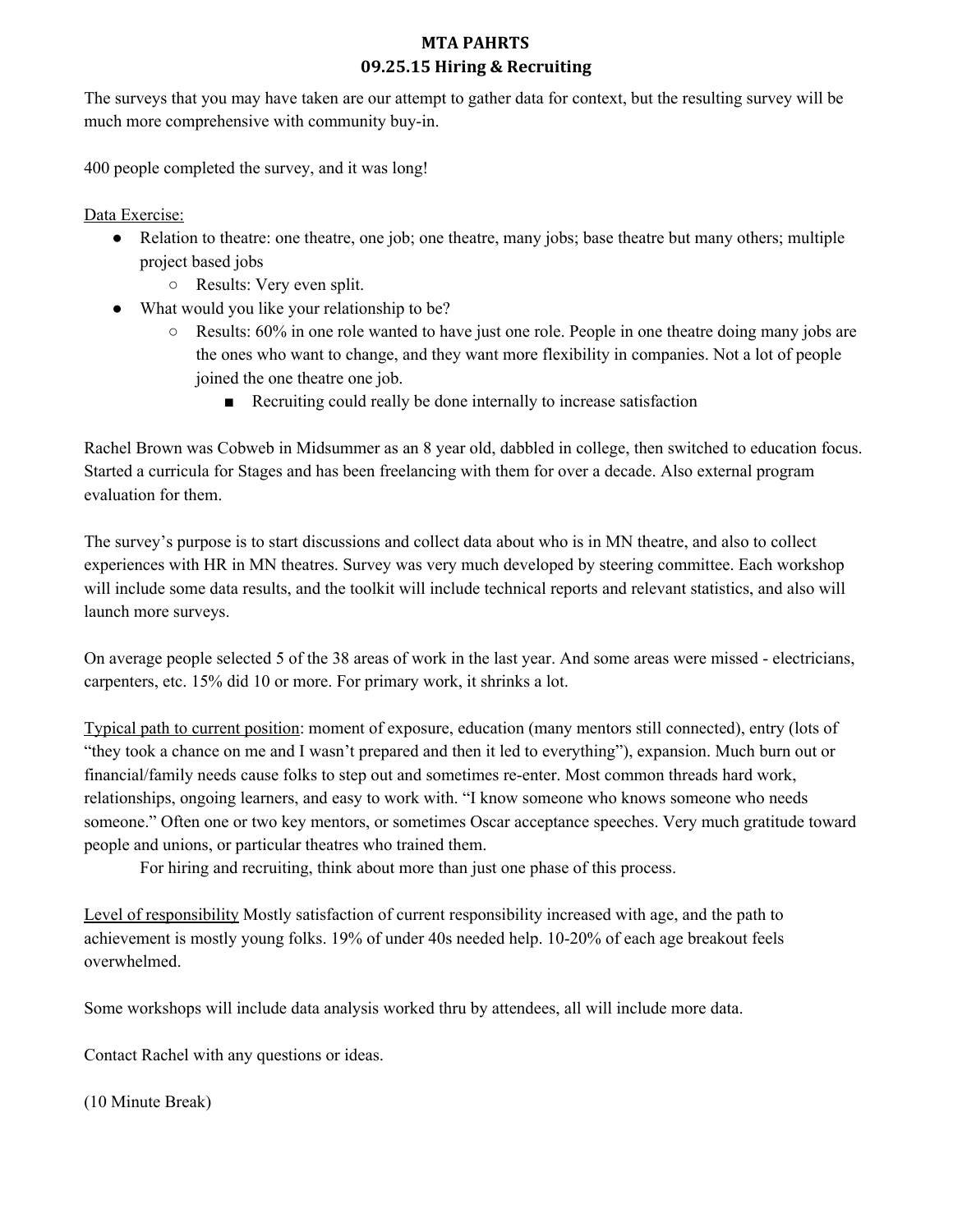**MTA PAHRTS**
**09.25.15 Hiring & Recruiting**

The surveys that you may have taken are our attempt to gather data for context, but the resulting survey will be much more comprehensive with community buy-in.

400 people completed the survey, and it was long!

<u>Data Exercise:</u>

- Relation to theatre: one theatre, one job; one theatre, many jobs; base theatre but many others; multiple project based jobs
    - Results: Very even split.
- What would you like your relationship to be?
    - Results: 60% in one role wanted to have just one role. People in one theatre doing many jobs are the ones who want to change, and they want more flexibility in companies. Not a lot of people joined the one theatre one job.
        - Recruiting could really be done internally to increase satisfaction

Rachel Brown was Cobweb in Midsummer as an 8 year old, dabbled in college, then switched to education focus. Started a curricula for Stages and has been freelancing with them for over a decade. Also external program evaluation for them.

The survey's purpose is to start discussions and collect data about who is in MN theatre, and also to collect experiences with HR in MN theatres. Survey was very much developed by steering committee. Each workshop will include some data results, and the toolkit will include technical reports and relevant statistics, and also will launch more surveys.

On average people selected 5 of the 38 areas of work in the last year. And some areas were missed - electricians, carpenters, etc. 15% did 10 or more. For primary work, it shrinks a lot.

<u>Typical path to current position</u>: moment of exposure, education (many mentors still connected), entry (lots of "they took a chance on me and I wasn't prepared and then it led to everything"), expansion. Much burn out or financial/family needs cause folks to step out and sometimes re-enter. Most common threads hard work, relationships, ongoing learners, and easy to work with. "I know someone who knows someone who needs someone." Often one or two key mentors, or sometimes Oscar acceptance speeches. Very much gratitude toward people and unions, or particular theatres who trained them.

For hiring and recruiting, think about more than just one phase of this process.

<u>Level of responsibility</u> Mostly satisfaction of current responsibility increased with age, and the path to achievement is mostly young folks. 19% of under 40s needed help. 10-20% of each age breakout feels overwhelmed.

Some workshops will include data analysis worked thru by attendees, all will include more data.

Contact Rachel with any questions or ideas.

(10 Minute Break)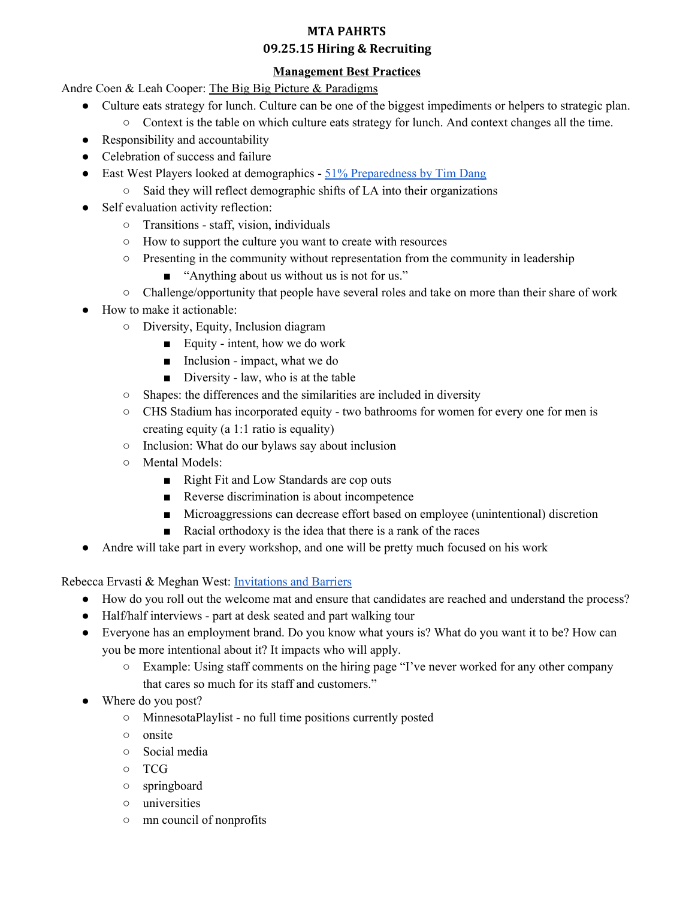**MTA PAHRTS**

**09.25.15 Hiring & Recruiting**

**Management Best Practices**

Andre Coen & Leah Cooper: The Big Big Picture & Paradigms

- Culture eats strategy for lunch. Culture can be one of the biggest impediments or helpers to strategic plan.
    - Context is the table on which culture eats strategy for lunch. And context changes all the time.
- Responsibility and accountability
- Celebration of success and failure
- East West Players looked at demographics - 51% Preparedness by Tim Dang
    - Said they will reflect demographic shifts of LA into their organizations
- Self evaluation activity reflection:
    - Transitions - staff, vision, individuals
    - How to support the culture you want to create with resources
    - Presenting in the community without representation from the community in leadership
        - "Anything about us without us is not for us."
    - Challenge/opportunity that people have several roles and take on more than their share of work
- How to make it actionable:
    - Diversity, Equity, Inclusion diagram
        - Equity - intent, how we do work
        - Inclusion - impact, what we do
        - Diversity - law, who is at the table
    - Shapes: the differences and the similarities are included in diversity
    - CHS Stadium has incorporated equity - two bathrooms for women for every one for men is creating equity (a 1:1 ratio is equality)
    - Inclusion: What do our bylaws say about inclusion
    - Mental Models:
        - Right Fit and Low Standards are cop outs
        - Reverse discrimination is about incompetence
        - Microaggressions can decrease effort based on employee (unintentional) discretion
        - Racial orthodoxy is the idea that there is a rank of the races
- Andre will take part in every workshop, and one will be pretty much focused on his work

Rebecca Ervasti & Meghan West: Invitations and Barriers

- How do you roll out the welcome mat and ensure that candidates are reached and understand the process?
- Half/half interviews - part at desk seated and part walking tour
- Everyone has an employment brand. Do you know what yours is? What do you want it to be? How can you be more intentional about it? It impacts who will apply.
    - Example: Using staff comments on the hiring page "I've never worked for any other company that cares so much for its staff and customers."
- Where do you post?
    - MinnesotaPlaylist - no full time positions currently posted
    - onsite
    - Social media
    - TCG
    - springboard
    - universities
    - mn council of nonprofits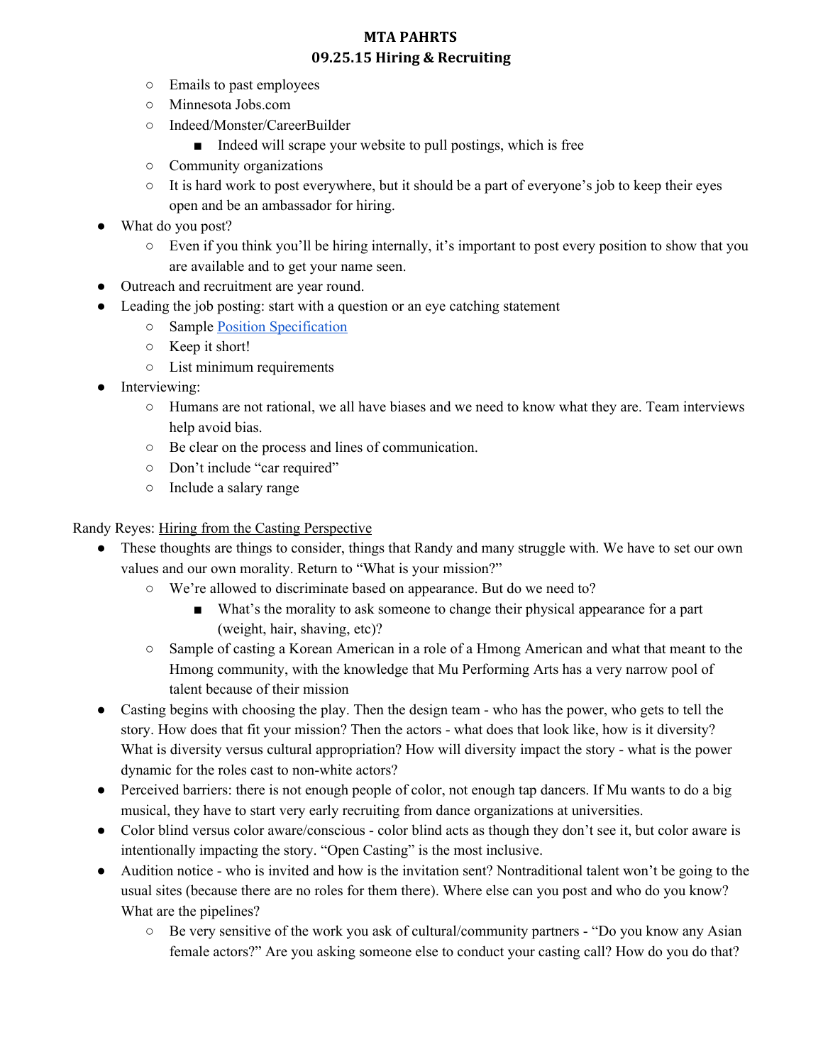- Emails to past employees
    - Minnesota Jobs.com
    - Indeed/Monster/CareerBuilder
        - Indeed will scrape your website to pull postings, which is free
    - Community organizations
    - It is hard work to post everywhere, but it should be a part of everyone's job to keep their eyes open and be an ambassador for hiring.
- What do you post?
    - Even if you think you'll be hiring internally, it's important to post every position to show that you are available and to get your name seen.
- Outreach and recruitment are year round.
- Leading the job posting: start with a question or an eye catching statement
    - Sample Position Specification
    - Keep it short!
    - List minimum requirements
- Interviewing:
    - Humans are not rational, we all have biases and we need to know what they are. Team interviews help avoid bias.
    - Be clear on the process and lines of communication.
    - Don't include "car required"
    - Include a salary range

Randy Reyes: Hiring from the Casting Perspective

- These thoughts are things to consider, things that Randy and many struggle with. We have to set our own values and our own morality. Return to "What is your mission?"
    - We're allowed to discriminate based on appearance. But do we need to?
        - What's the morality to ask someone to change their physical appearance for a part (weight, hair, shaving, etc)?
    - Sample of casting a Korean American in a role of a Hmong American and what that meant to the Hmong community, with the knowledge that Mu Performing Arts has a very narrow pool of talent because of their mission
- Casting begins with choosing the play. Then the design team - who has the power, who gets to tell the story. How does that fit your mission? Then the actors - what does that look like, how is it diversity? What is diversity versus cultural appropriation? How will diversity impact the story - what is the power dynamic for the roles cast to non-white actors?
- Perceived barriers: there is not enough people of color, not enough tap dancers. If Mu wants to do a big musical, they have to start very early recruiting from dance organizations at universities.
- Color blind versus color aware/conscious - color blind acts as though they don't see it, but color aware is intentionally impacting the story. "Open Casting" is the most inclusive.
- Audition notice - who is invited and how is the invitation sent? Nontraditional talent won't be going to the usual sites (because there are no roles for them there). Where else can you post and who do you know? What are the pipelines?
    - Be very sensitive of the work you ask of cultural/community partners - "Do you know any Asian female actors?" Are you asking someone else to conduct your casting call? How do you do that?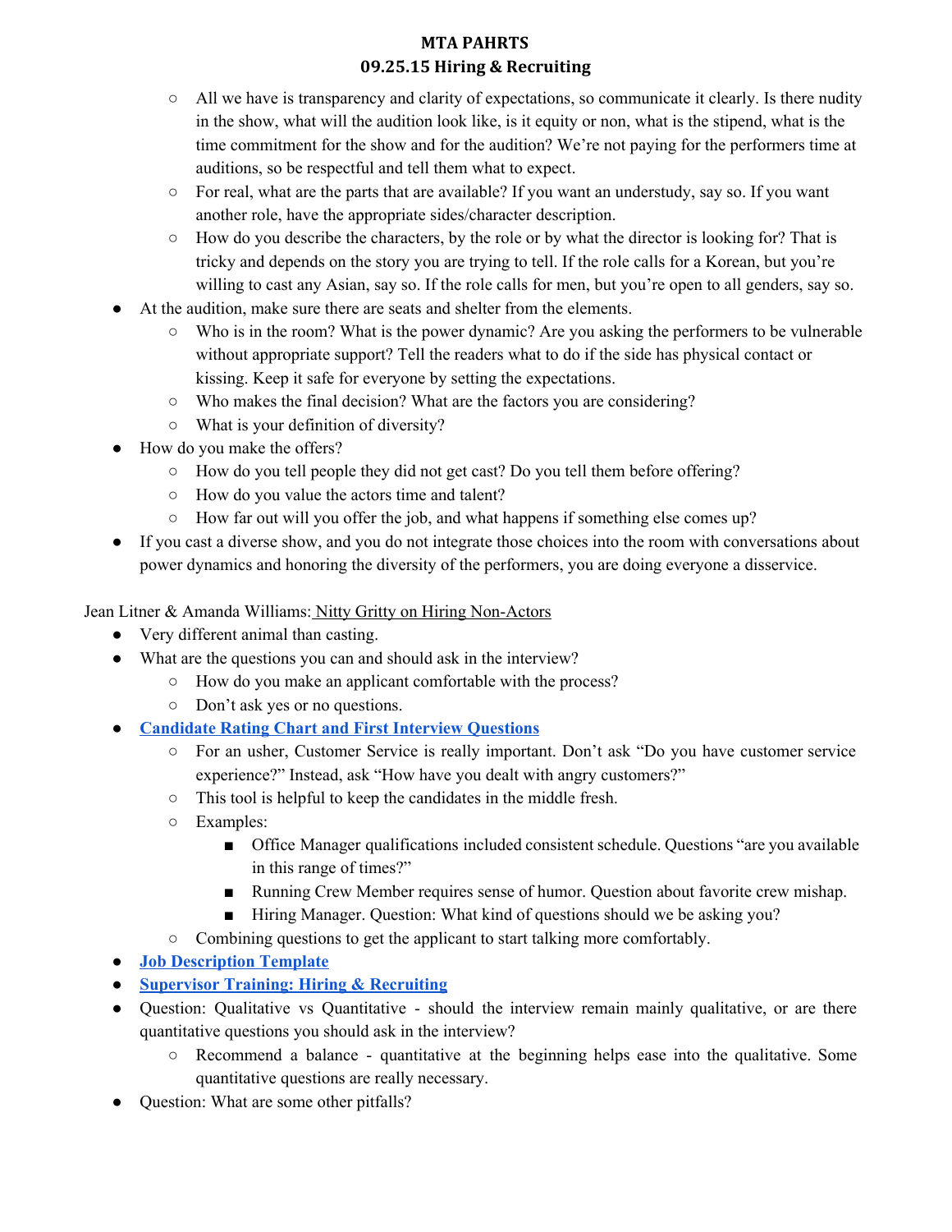- All we have is transparency and clarity of expectations, so communicate it clearly. Is there nudity in the show, what will the audition look like, is it equity or non, what is the stipend, what is the time commitment for the show and for the audition? We're not paying for the performers time at auditions, so be respectful and tell them what to expect.
    - For real, what are the parts that are available? If you want an understudy, say so. If you want another role, have the appropriate sides/character description.
    - How do you describe the characters, by the role or by what the director is looking for? That is tricky and depends on the story you are trying to tell. If the role calls for a Korean, but you're willing to cast any Asian, say so. If the role calls for men, but you're open to all genders, say so.
- At the audition, make sure there are seats and shelter from the elements.
    - Who is in the room? What is the power dynamic? Are you asking the performers to be vulnerable without appropriate support? Tell the readers what to do if the side has physical contact or kissing. Keep it safe for everyone by setting the expectations.
    - Who makes the final decision? What are the factors you are considering?
    - What is your definition of diversity?
- How do you make the offers?
    - How do you tell people they did not get cast? Do you tell them before offering?
    - How do you value the actors time and talent?
    - How far out will you offer the job, and what happens if something else comes up?
- If you cast a diverse show, and you do not integrate those choices into the room with conversations about power dynamics and honoring the diversity of the performers, you are doing everyone a disservice.

Jean Litner & Amanda Williams: Nitty Gritty on Hiring Non-Actors

- Very different animal than casting.
- What are the questions you can and should ask in the interview?
    - How do you make an applicant comfortable with the process?
    - Don't ask yes or no questions.
- **Candidate Rating Chart and First Interview Questions**
    - For an usher, Customer Service is really important. Don't ask "Do you have customer service experience?" Instead, ask "How have you dealt with angry customers?"
    - This tool is helpful to keep the candidates in the middle fresh.
    - Examples:
        - Office Manager qualifications included consistent schedule. Questions "are you available in this range of times?"
        - Running Crew Member requires sense of humor. Question about favorite crew mishap.
        - Hiring Manager. Question: What kind of questions should we be asking you?
    - Combining questions to get the applicant to start talking more comfortably.
- **Job Description Template**
- **Supervisor Training: Hiring & Recruiting**
- Question: Qualitative vs Quantitative - should the interview remain mainly qualitative, or are there quantitative questions you should ask in the interview?
    - Recommend a balance - quantitative at the beginning helps ease into the qualitative. Some quantitative questions are really necessary.
- Question: What are some other pitfalls?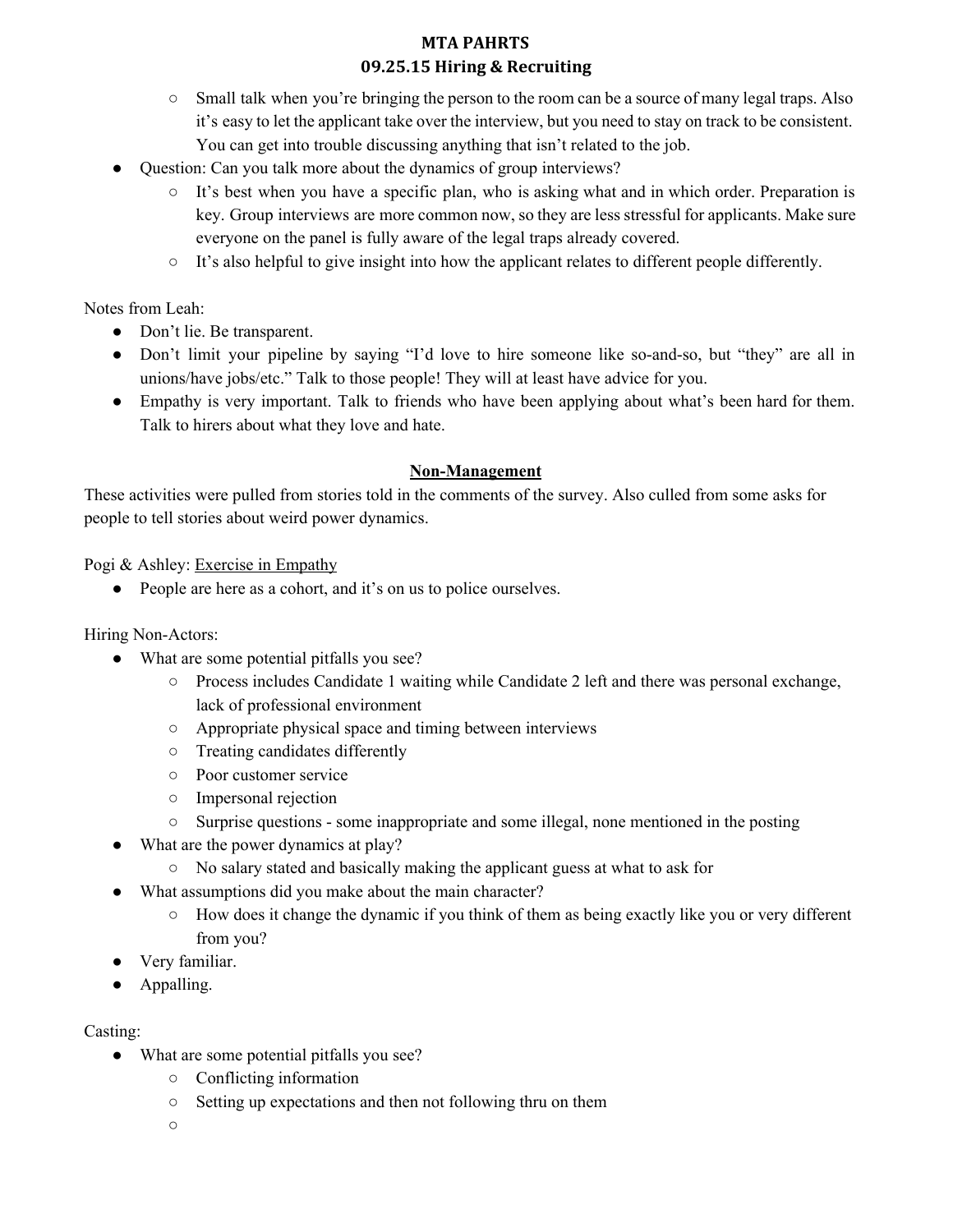- Small talk when you're bringing the person to the room can be a source of many legal traps. Also it's easy to let the applicant take over the interview, but you need to stay on track to be consistent. You can get into trouble discussing anything that isn't related to the job.
- Question: Can you talk more about the dynamics of group interviews?
    - It's best when you have a specific plan, who is asking what and in which order. Preparation is key. Group interviews are more common now, so they are less stressful for applicants. Make sure everyone on the panel is fully aware of the legal traps already covered.
    - It's also helpful to give insight into how the applicant relates to different people differently.

Notes from Leah:

- Don't lie. Be transparent.
- Don't limit your pipeline by saying "I'd love to hire someone like so-and-so, but "they" are all in unions/have jobs/etc." Talk to those people! They will at least have advice for you.
- Empathy is very important. Talk to friends who have been applying about what's been hard for them. Talk to hirers about what they love and hate.

## Non-Management

These activities were pulled from stories told in the comments of the survey. Also culled from some asks for people to tell stories about weird power dynamics.

Pogi & Ashley: Exercise in Empathy

- People are here as a cohort, and it's on us to police ourselves.

Hiring Non-Actors:

- What are some potential pitfalls you see?
    - Process includes Candidate 1 waiting while Candidate 2 left and there was personal exchange, lack of professional environment
    - Appropriate physical space and timing between interviews
    - Treating candidates differently
    - Poor customer service
    - Impersonal rejection
    - Surprise questions - some inappropriate and some illegal, none mentioned in the posting
- What are the power dynamics at play?
    - No salary stated and basically making the applicant guess at what to ask for
- What assumptions did you make about the main character?
    - How does it change the dynamic if you think of them as being exactly like you or very different from you?
- Very familiar.
- Appalling.

Casting:

- What are some potential pitfalls you see?
    - Conflicting information
    - Setting up expectations and then not following thru on them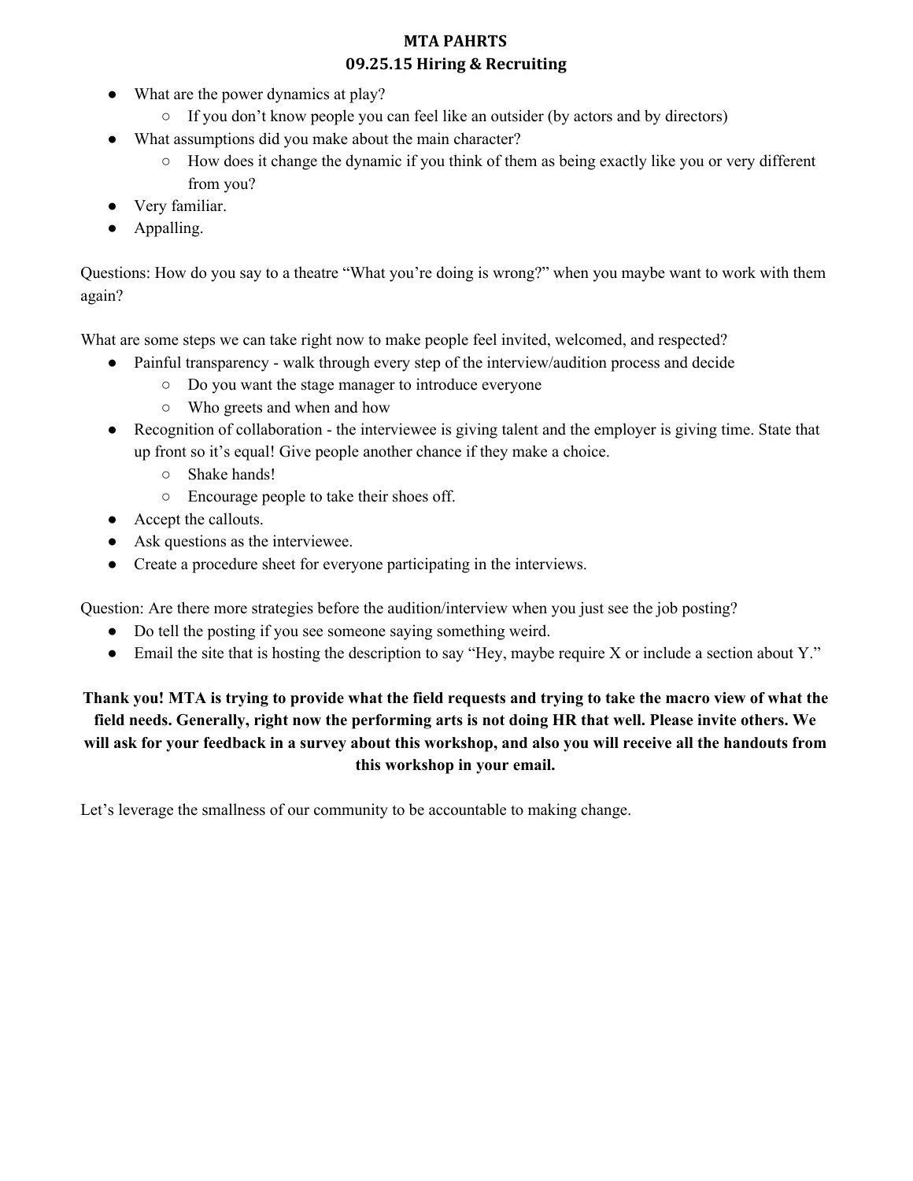- What are the power dynamics at play?
  - If you don't know people you can feel like an outsider (by actors and by directors)
- What assumptions did you make about the main character?
  - How does it change the dynamic if you think of them as being exactly like you or very different from you?
- Very familiar.
- Appalling.

Questions: How do you say to a theatre "What you're doing is wrong?" when you maybe want to work with them again?

What are some steps we can take right now to make people feel invited, welcomed, and respected?

- Painful transparency - walk through every step of the interview/audition process and decide
  - Do you want the stage manager to introduce everyone
  - Who greets and when and how
- Recognition of collaboration - the interviewee is giving talent and the employer is giving time. State that up front so it's equal! Give people another chance if they make a choice.
  - Shake hands!
  - Encourage people to take their shoes off.
- Accept the callouts.
- Ask questions as the interviewee.
- Create a procedure sheet for everyone participating in the interviews.

Question: Are there more strategies before the audition/interview when you just see the job posting?

- Do tell the posting if you see someone saying something weird.
- Email the site that is hosting the description to say "Hey, maybe require X or include a section about Y."

**Thank you! MTA is trying to provide what the field requests and trying to take the macro view of what the field needs. Generally, right now the performing arts is not doing HR that well. Please invite others. We will ask for your feedback in a survey about this workshop, and also you will receive all the handouts from this workshop in your email.**

Let's leverage the smallness of our community to be accountable to making change.